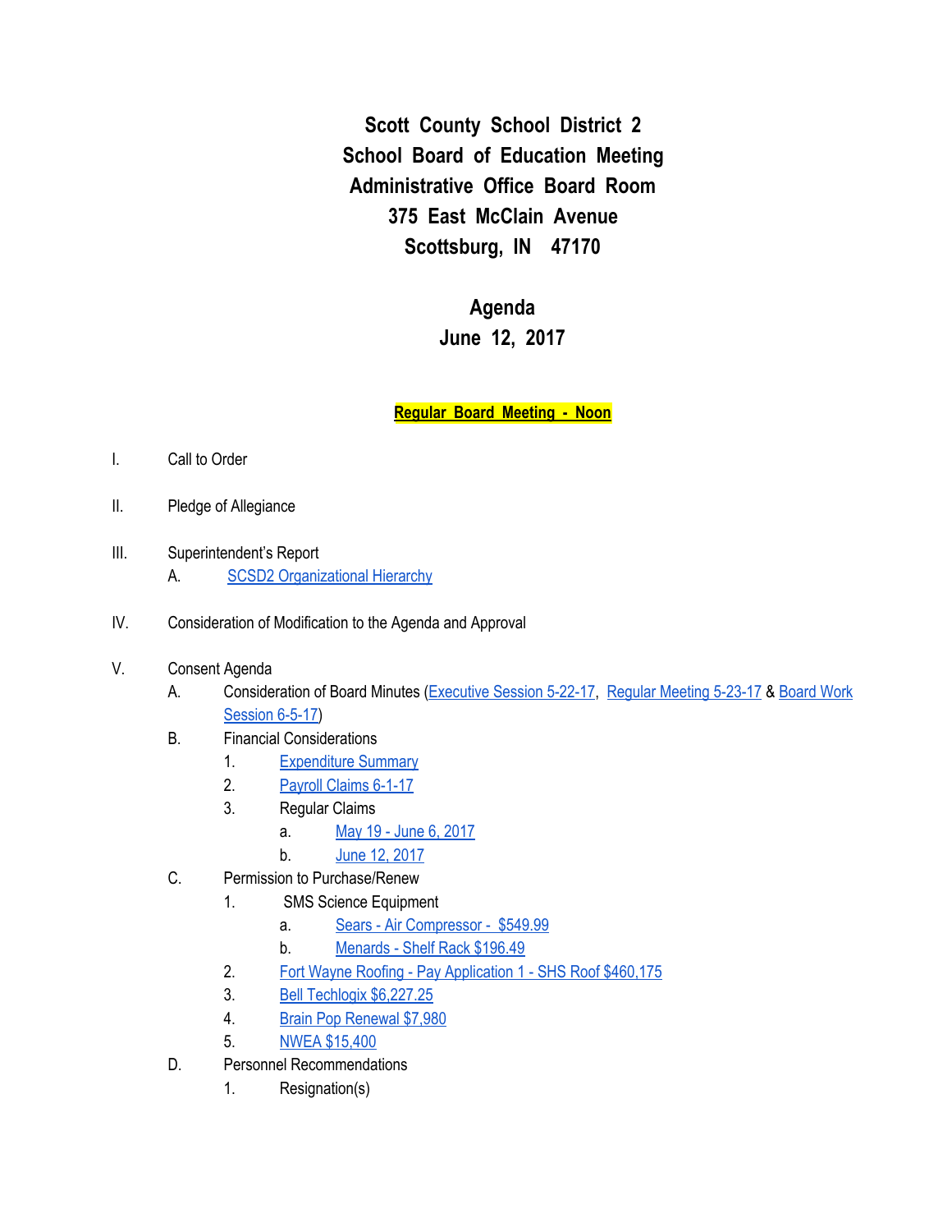# Scott County School District 2
# School Board of Education Meeting
# Administrative Office Board Room
# 375 East McClain Avenue
# Scottsburg, IN 47170

## Agenda
## June 12, 2017

**Regular Board Meeting - Noon**

I. Call to Order

II. Pledge of Allegiance

III. Superintendent's Report
  A. SCSD2 Organizational Hierarchy

IV. Consideration of Modification to the Agenda and Approval

V. Consent Agenda
  A. Consideration of Board Minutes (Executive Session 5-22-17, Regular Meeting 5-23-17 & Board Work Session 6-5-17)
  B. Financial Considerations
    1. Expenditure Summary
    2. Payroll Claims 6-1-17
    3. Regular Claims
      a. May 19 - June 6, 2017
      b. June 12, 2017
  C. Permission to Purchase/Renew
    1. SMS Science Equipment
      a. Sears - Air Compressor - $549.99
      b. Menards - Shelf Rack $196.49
    2. Fort Wayne Roofing - Pay Application 1 - SHS Roof $460,175
    3. Bell Techlogix $6,227.25
    4. Brain Pop Renewal $7,980
    5. NWEA $15,400
  D. Personnel Recommendations
    1. Resignation(s)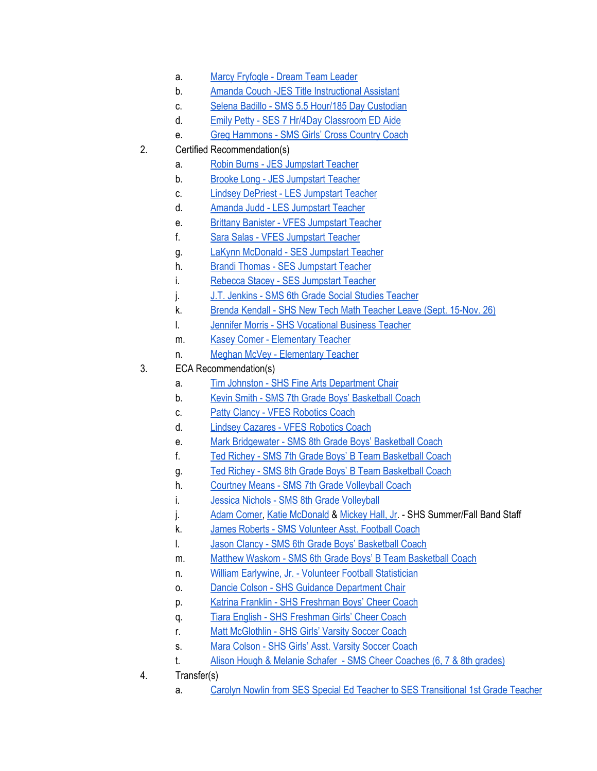a. Marcy Fryfogle - Dream Team Leader
   b. Amanda Couch -JES Title Instructional Assistant
   c. Selena Badillo - SMS 5.5 Hour/185 Day Custodian
   d. Emily Petty - SES 7 Hr/4Day Classroom ED Aide
   e. Greg Hammons - SMS Girls' Cross Country Coach

2. Certified Recommendation(s)
   a. Robin Burns - JES Jumpstart Teacher
   b. Brooke Long - JES Jumpstart Teacher
   c. Lindsey DePriest - LES Jumpstart Teacher
   d. Amanda Judd - LES Jumpstart Teacher
   e. Brittany Banister - VFES Jumpstart Teacher
   f. Sara Salas - VFES Jumpstart Teacher
   g. LaKynn McDonald - SES Jumpstart Teacher
   h. Brandi Thomas - SES Jumpstart Teacher
   i. Rebecca Stacey - SES Jumpstart Teacher
   j. J.T. Jenkins - SMS 6th Grade Social Studies Teacher
   k. Brenda Kendall - SHS New Tech Math Teacher Leave (Sept. 15-Nov. 26)
   l. Jennifer Morris - SHS Vocational Business Teacher
   m. Kasey Comer - Elementary Teacher
   n. Meghan McVey - Elementary Teacher

3. ECA Recommendation(s)
   a. Tim Johnston - SHS Fine Arts Department Chair
   b. Kevin Smith - SMS 7th Grade Boys' Basketball Coach
   c. Patty Clancy - VFES Robotics Coach
   d. Lindsey Cazares - VFES Robotics Coach
   e. Mark Bridgewater - SMS 8th Grade Boys' Basketball Coach
   f. Ted Richey - SMS 7th Grade Boys' B Team Basketball Coach
   g. Ted Richey - SMS 8th Grade Boys' B Team Basketball Coach
   h. Courtney Means - SMS 7th Grade Volleyball Coach
   i. Jessica Nichols - SMS 8th Grade Volleyball
   j. Adam Comer, Katie McDonald & Mickey Hall, Jr. - SHS Summer/Fall Band Staff
   k. James Roberts - SMS Volunteer Asst. Football Coach
   l. Jason Clancy - SMS 6th Grade Boys' Basketball Coach
   m. Matthew Waskom - SMS 6th Grade Boys' B Team Basketball Coach
   n. William Earlywine, Jr. - Volunteer Football Statistician
   o. Dancie Colson - SHS Guidance Department Chair
   p. Katrina Franklin - SHS Freshman Boys' Cheer Coach
   q. Tiara English - SHS Freshman Girls' Cheer Coach
   r. Matt McGlothlin - SHS Girls' Varsity Soccer Coach
   s. Mara Colson - SHS Girls' Asst. Varsity Soccer Coach
   t. Alison Hough & Melanie Schafer - SMS Cheer Coaches (6, 7 & 8th grades)

4. Transfer(s)
   a. Carolyn Nowlin from SES Special Ed Teacher to SES Transitional 1st Grade Teacher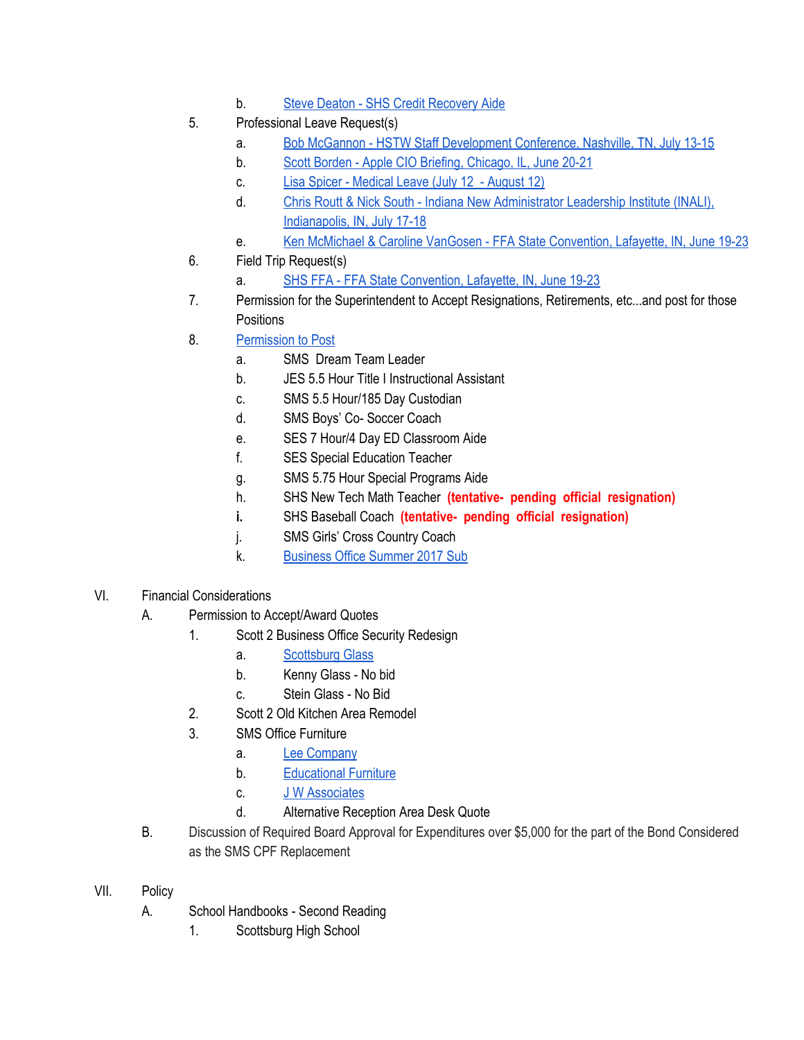b. Steve Deaton - SHS Credit Recovery Aide

5. Professional Leave Request(s)
   a. Bob McGannon - HSTW Staff Development Conference, Nashville, TN, July 13-15
   b. Scott Borden - Apple CIO Briefing, Chicago, IL, June 20-21
   c. Lisa Spicer - Medical Leave (July 12 - August 12)
   d. Chris Routt & Nick South - Indiana New Administrator Leadership Institute (INALI), Indianapolis, IN, July 17-18
   e. Ken McMichael & Caroline VanGosen - FFA State Convention, Lafayette, IN, June 19-23
6. Field Trip Request(s)
   a. SHS FFA - FFA State Convention, Lafayette, IN, June 19-23
7. Permission for the Superintendent to Accept Resignations, Retirements, etc...and post for those Positions
8. Permission to Post
   a. SMS Dream Team Leader
   b. JES 5.5 Hour Title I Instructional Assistant
   c. SMS 5.5 Hour/185 Day Custodian
   d. SMS Boys' Co- Soccer Coach
   e. SES 7 Hour/4 Day ED Classroom Aide
   f. SES Special Education Teacher
   g. SMS 5.75 Hour Special Programs Aide
   h. SHS New Tech Math Teacher **(tentative- pending official resignation)**
   **i.** SHS Baseball Coach **(tentative- pending official resignation)**
   j. SMS Girls' Cross Country Coach
   k. Business Office Summer 2017 Sub

VI. Financial Considerations

A. Permission to Accept/Award Quotes
   1. Scott 2 Business Office Security Redesign
      a. Scottsburg Glass
      b. Kenny Glass - No bid
      c. Stein Glass - No Bid
   2. Scott 2 Old Kitchen Area Remodel
   3. SMS Office Furniture
      a. Lee Company
      b. Educational Furniture
      c. J W Associates
      d. Alternative Reception Area Desk Quote

B. Discussion of Required Board Approval for Expenditures over $5,000 for the part of the Bond Considered as the SMS CPF Replacement

VII. Policy

A. School Handbooks - Second Reading
   1. Scottsburg High School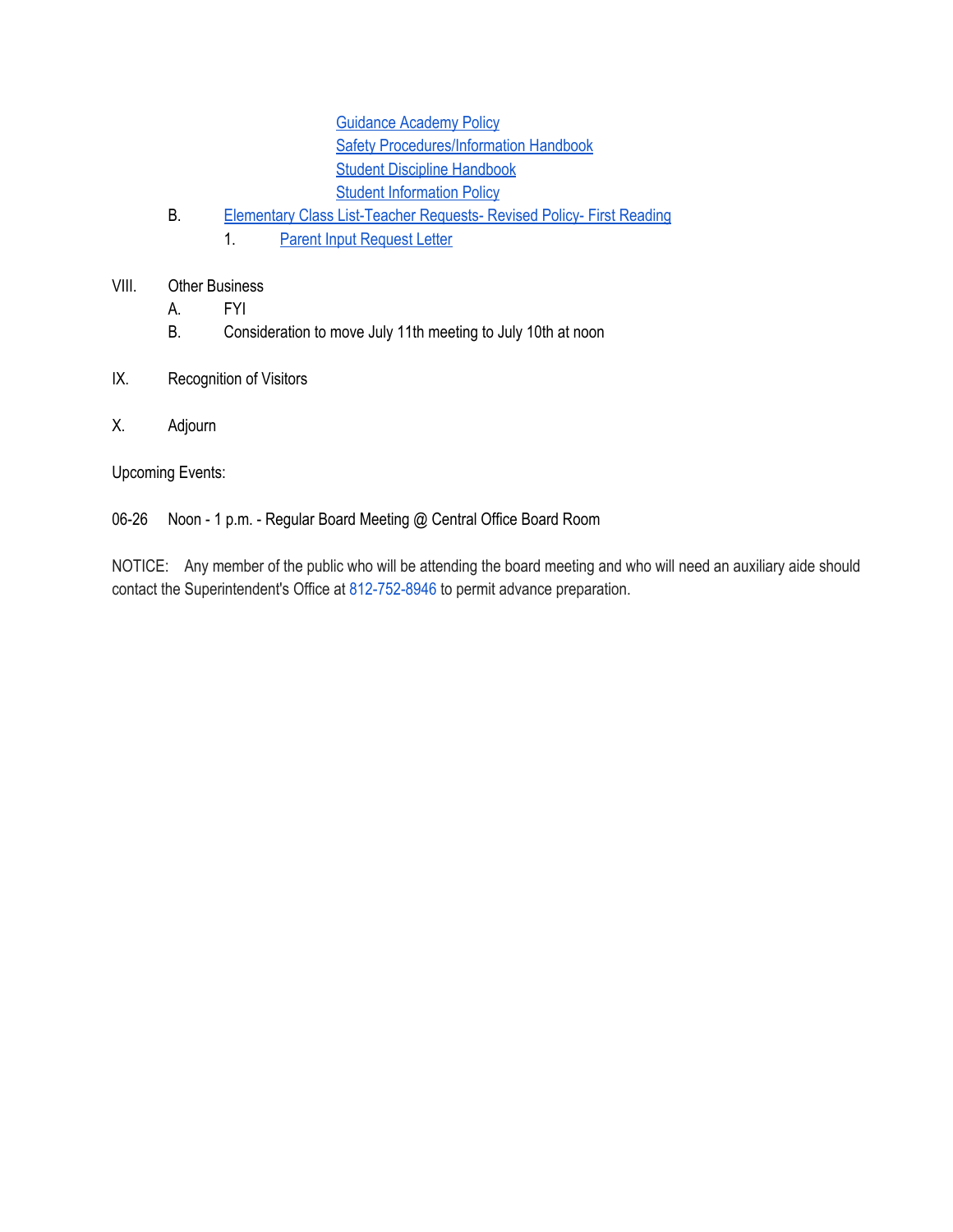- Guidance Academy Policy
        - Safety Procedures/Information Handbook
        - Student Discipline Handbook
        - Student Information Policy

B. Elementary Class List-Teacher Requests- Revised Policy- First Reading
    1. Parent Input Request Letter

VIII. Other Business
    A. FYI
    B. Consideration to move July 11th meeting to July 10th at noon

IX. Recognition of Visitors

X. Adjourn

Upcoming Events:

06-26 Noon - 1 p.m. - Regular Board Meeting @ Central Office Board Room

NOTICE: Any member of the public who will be attending the board meeting and who will need an auxiliary aide should contact the Superintendent's Office at 812-752-8946 to permit advance preparation.